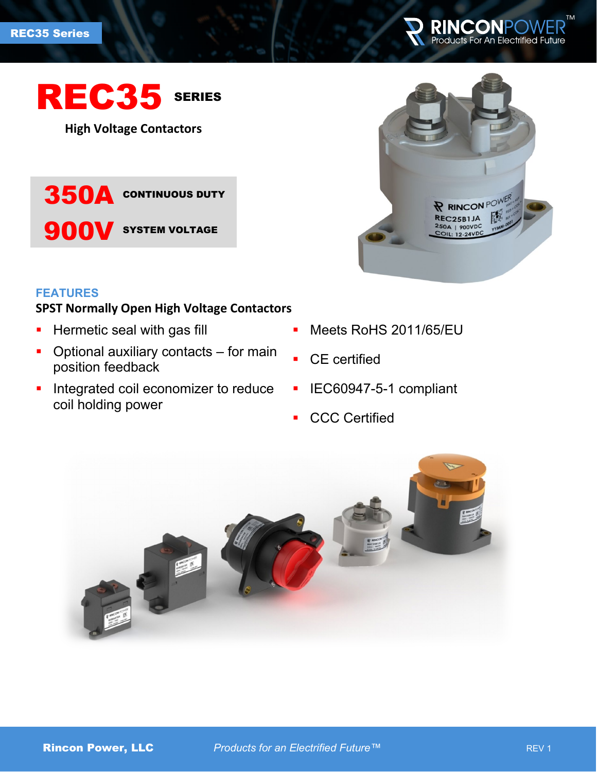REC35 Series

# REC35 SERIES

## High Voltage Contactors

**350A** CONTINUOUS DUTY

**900V** SYSTEM VOLTAGE

### FEATURES

**SPST Normally Open High Voltage Contactors**

- Hermetic seal with gas fill
- Optional auxiliary contacts – for main position feedback
- Integrated coil economizer to reduce coil holding power
- Meets RoHS 2011/65/EU
- CE certified
- IEC60947-5-1 compliant
- CCC Certified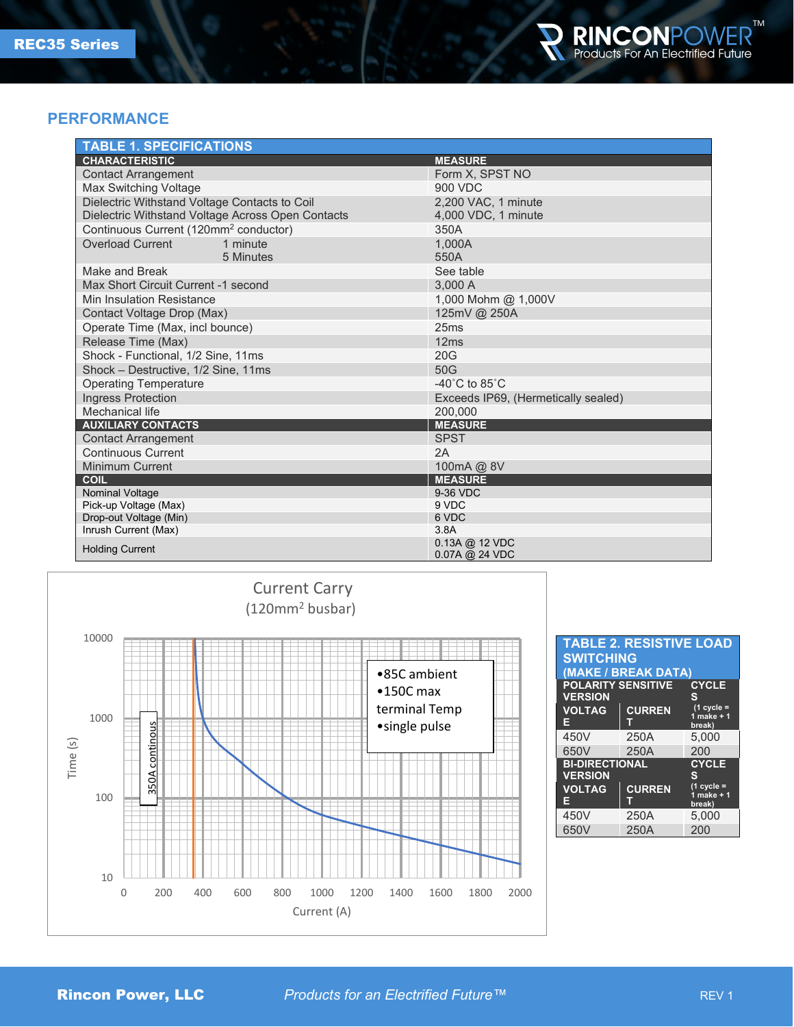## PERFORMANCE

**TABLE 1. SPECIFICATIONS**

| CHARACTERISTIC | | MEASURE |
|---|---|---|
| Contact Arrangement | | Form X, SPST NO |
| Max Switching Voltage | | 900 VDC |
| Dielectric Withstand Voltage Contacts to Coil | | 2,200 VAC, 1 minute |
| Dielectric Withstand Voltage Across Open Contacts | | 4,000 VDC, 1 minute |
| Continuous Current (120mm$^2$ conductor) | | 350A |
| Overload Current | 1 minute | 1,000A |
| | 5 Minutes | 550A |
| Make and Break | | See table |
| Max Short Circuit Current -1 second | | 3,000 A |
| Min Insulation Resistance | | 1,000 Mohm @ 1,000V |
| Contact Voltage Drop (Max) | | 125mV @ 250A |
| Operate Time (Max, incl bounce) | | 25ms |
| Release Time (Max) | | 12ms |
| Shock - Functional, 1/2 Sine, 11ms | | 20G |
| Shock – Destructive, 1/2 Sine, 11ms | | 50G |
| Operating Temperature | | -40˚C to 85˚C |
| Ingress Protection | | Exceeds IP69, (Hermetically sealed) |
| Mechanical life | | 200,000 |
| **AUXILIARY CONTACTS** | | **MEASURE** |
| Contact Arrangement | | SPST |
| Continuous Current | | 2A |
| Minimum Current | | 100mA @ 8V |
| **COIL** | | **MEASURE** |
| Nominal Voltage | | 9-36 VDC |
| Pick-up Voltage (Max) | | 9 VDC |
| Drop-out Voltage (Min) | | 6 VDC |
| Inrush Current (Max) | | 3.8A |
| Holding Current | | 0.13A @ 12 VDC<br>0.07A @ 24 VDC |

**Current Carry**
(120mm$^2$ busbar)

- 85C ambient
- 150C max terminal Temp
- single pulse

350A continous

Time (s) vs. Current (A)

**TABLE 2. RESISTIVE LOAD SWITCHING (MAKE / BREAK DATA)**

| VOLTAGE | CURRENT | CYCLES (1 cycle = 1 make + 1 break) |
|---|---|---|
| **POLARITY SENSITIVE VERSION** | | |
| 450V | 250A | 5,000 |
| 650V | 250A | 200 |
| **BI-DIRECTIONAL VERSION** | | |
| 450V | 250A | 5,000 |
| 650V | 250A | 200 |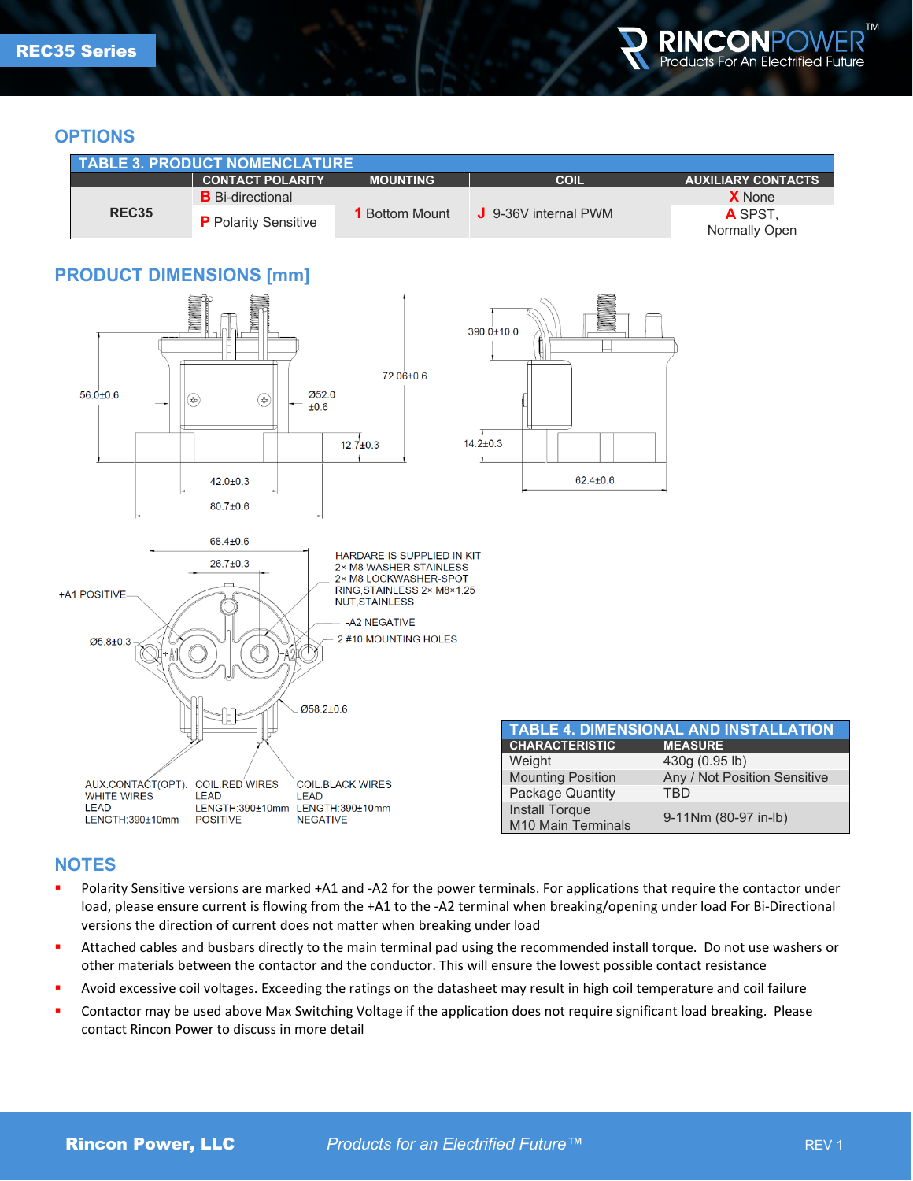## OPTIONS

**TABLE 3. PRODUCT NOMENCLATURE**

| | CONTACT POLARITY | MOUNTING | COIL | AUXILIARY CONTACTS |
|---|---|---|---|---|
| REC35 | **B** Bi-directional | **1** Bottom Mount | **J** 9-36V internal PWM | **X** None |
| | **P** Polarity Sensitive | | | **A** SPST, Normally Open |

## PRODUCT DIMENSIONS [mm]

56.0±0.6
72.06±0.6
Ø52.0 ±0.6
12.7±0.3
42.0±0.3
80.7±0.6
390.0±10.0
14.2±0.3
62.4±0.6
68.4±0.6
26.7±0.3
+A1 POSITIVE
Ø5.8±0.3
HARDARE IS SUPPLIED IN KIT
2× M8 WASHER,STAINLESS
2× M8 LOCKWASHER-SPOT
RING,STAINLESS 2× M8×1.25
NUT,STAINLESS
-A2 NEGATIVE
2 #10 MOUNTING HOLES
Ø58.2±0.6
AUX.CONTACT(OPT): WHITE WIRES LEAD LENGTH:390±10mm
COIL:RED WIRES LEAD LENGTH:390±10mm POSITIVE
COIL:BLACK WIRES LEAD LENGTH:390±10mm NEGATIVE

**TABLE 4. DIMENSIONAL AND INSTALLATION**

| CHARACTERISTIC | MEASURE |
|---|---|
| Weight | 430g (0.95 lb) |
| Mounting Position | Any / Not Position Sensitive |
| Package Quantity | TBD |
| Install Torque M10 Main Terminals | 9-11Nm (80-97 in-lb) |

## NOTES

- Polarity Sensitive versions are marked +A1 and -A2 for the power terminals. For applications that require the contactor under load, please ensure current is flowing from the +A1 to the -A2 terminal when breaking/opening under load For Bi-Directional versions the direction of current does not matter when breaking under load
- Attached cables and busbars directly to the main terminal pad using the recommended install torque. Do not use washers or other materials between the contactor and the conductor. This will ensure the lowest possible contact resistance
- Avoid excessive coil voltages. Exceeding the ratings on the datasheet may result in high coil temperature and coil failure
- Contactor may be used above Max Switching Voltage if the application does not require significant load breaking. Please contact Rincon Power to discuss in more detail